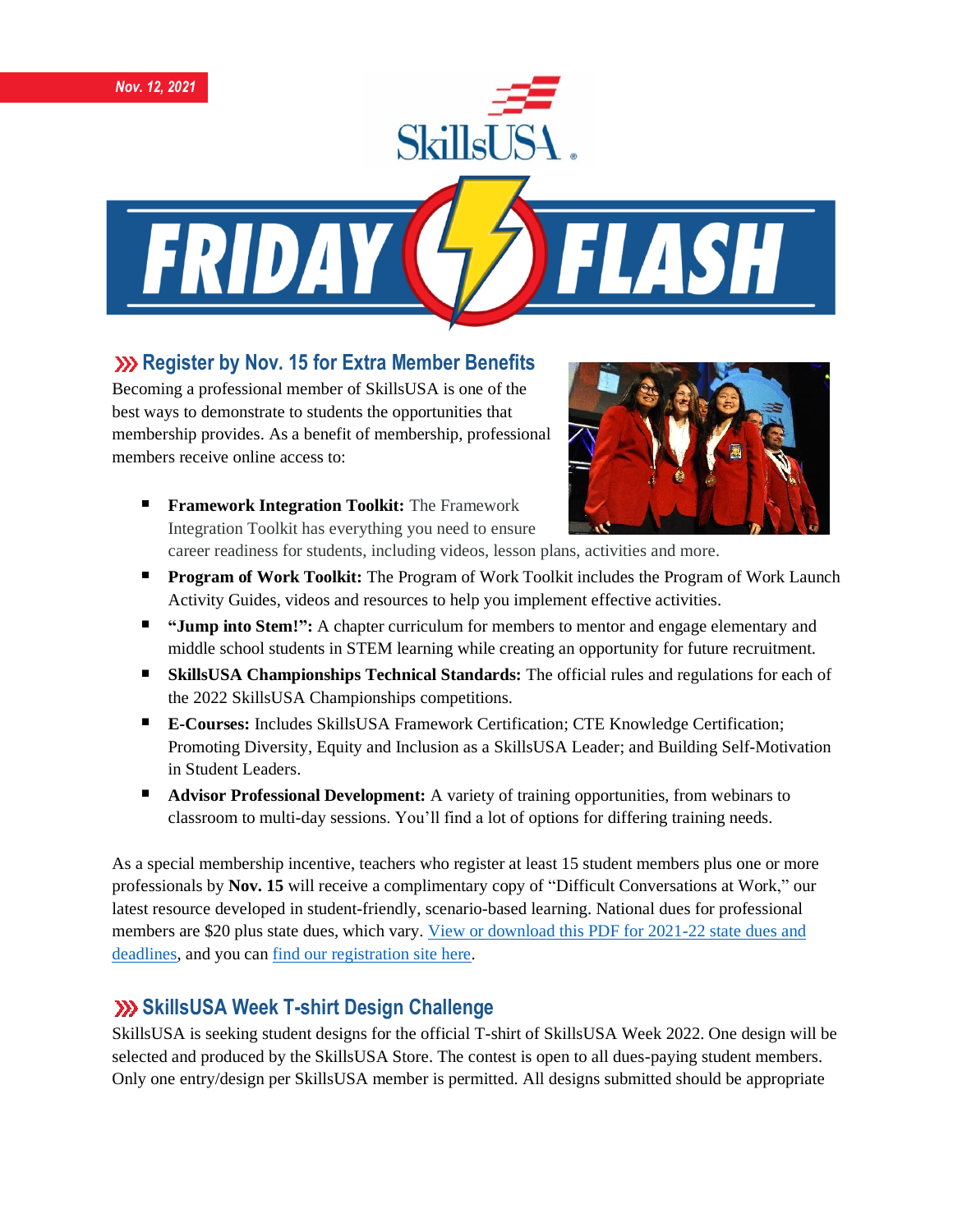*Nov. 12, 2021*

# SkillsUSA FRIDAY FLASH

## Register by Nov. 15 for Extra Member Benefits

Becoming a professional member of SkillsUSA is one of the best ways to demonstrate to students the opportunities that membership provides. As a benefit of membership, professional members receive online access to:

- **Framework Integration Toolkit:** The Framework Integration Toolkit has everything you need to ensure career readiness for students, including videos, lesson plans, activities and more.
- **Program of Work Toolkit:** The Program of Work Toolkit includes the Program of Work Launch Activity Guides, videos and resources to help you implement effective activities.
- **"Jump into Stem!":** A chapter curriculum for members to mentor and engage elementary and middle school students in STEM learning while creating an opportunity for future recruitment.
- **SkillsUSA Championships Technical Standards:** The official rules and regulations for each of the 2022 SkillsUSA Championships competitions.
- **E-Courses:** Includes SkillsUSA Framework Certification; CTE Knowledge Certification; Promoting Diversity, Equity and Inclusion as a SkillsUSA Leader; and Building Self-Motivation in Student Leaders.
- **Advisor Professional Development:** A variety of training opportunities, from webinars to classroom to multi-day sessions. You'll find a lot of options for differing training needs.

As a special membership incentive, teachers who register at least 15 student members plus one or more professionals by **Nov. 15** will receive a complimentary copy of "Difficult Conversations at Work," our latest resource developed in student-friendly, scenario-based learning. National dues for professional members are $20 plus state dues, which vary. View or download this PDF for 2021-22 state dues and deadlines, and you can find our registration site here.

## SkillsUSA Week T-shirt Design Challenge

SkillsUSA is seeking student designs for the official T-shirt of SkillsUSA Week 2022. One design will be selected and produced by the SkillsUSA Store. The contest is open to all dues-paying student members. Only one entry/design per SkillsUSA member is permitted. All designs submitted should be appropriate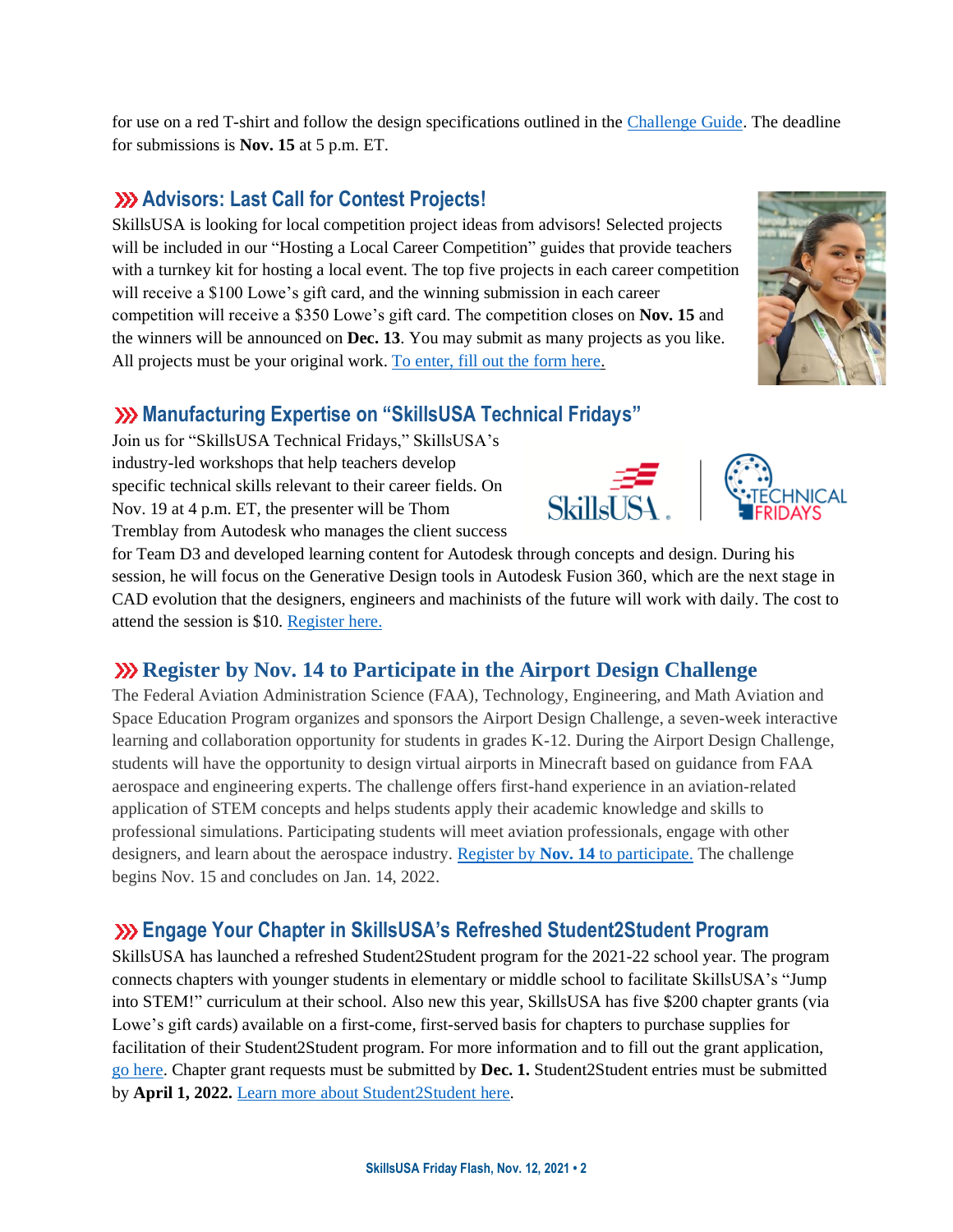for use on a red T-shirt and follow the design specifications outlined in the Challenge Guide. The deadline for submissions is **Nov. 15** at 5 p.m. ET.

## Advisors: Last Call for Contest Projects!

SkillsUSA is looking for local competition project ideas from advisors! Selected projects will be included in our "Hosting a Local Career Competition" guides that provide teachers with a turnkey kit for hosting a local event. The top five projects in each career competition will receive a $100 Lowe's gift card, and the winning submission in each career competition will receive a $350 Lowe's gift card. The competition closes on **Nov. 15** and the winners will be announced on **Dec. 13**. You may submit as many projects as you like. All projects must be your original work. To enter, fill out the form here.

## Manufacturing Expertise on "SkillsUSA Technical Fridays"

Join us for "SkillsUSA Technical Fridays," SkillsUSA's industry-led workshops that help teachers develop specific technical skills relevant to their career fields. On Nov. 19 at 4 p.m. ET, the presenter will be Thom Tremblay from Autodesk who manages the client success for Team D3 and developed learning content for Autodesk through concepts and design. During his session, he will focus on the Generative Design tools in Autodesk Fusion 360, which are the next stage in CAD evolution that the designers, engineers and machinists of the future will work with daily. The cost to attend the session is $10. Register here.

## Register by Nov. 14 to Participate in the Airport Design Challenge

The Federal Aviation Administration Science (FAA), Technology, Engineering, and Math Aviation and Space Education Program organizes and sponsors the Airport Design Challenge, a seven-week interactive learning and collaboration opportunity for students in grades K-12. During the Airport Design Challenge, students will have the opportunity to design virtual airports in Minecraft based on guidance from FAA aerospace and engineering experts. The challenge offers first-hand experience in an aviation-related application of STEM concepts and helps students apply their academic knowledge and skills to professional simulations. Participating students will meet aviation professionals, engage with other designers, and learn about the aerospace industry. Register by **Nov. 14** to participate. The challenge begins Nov. 15 and concludes on Jan. 14, 2022.

## Engage Your Chapter in SkillsUSA's Refreshed Student2Student Program

SkillsUSA has launched a refreshed Student2Student program for the 2021-22 school year. The program connects chapters with younger students in elementary or middle school to facilitate SkillsUSA's "Jump into STEM!" curriculum at their school. Also new this year, SkillsUSA has five $200 chapter grants (via Lowe's gift cards) available on a first-come, first-served basis for chapters to purchase supplies for facilitation of their Student2Student program. For more information and to fill out the grant application, go here. Chapter grant requests must be submitted by **Dec. 1.** Student2Student entries must be submitted by **April 1, 2022.** Learn more about Student2Student here.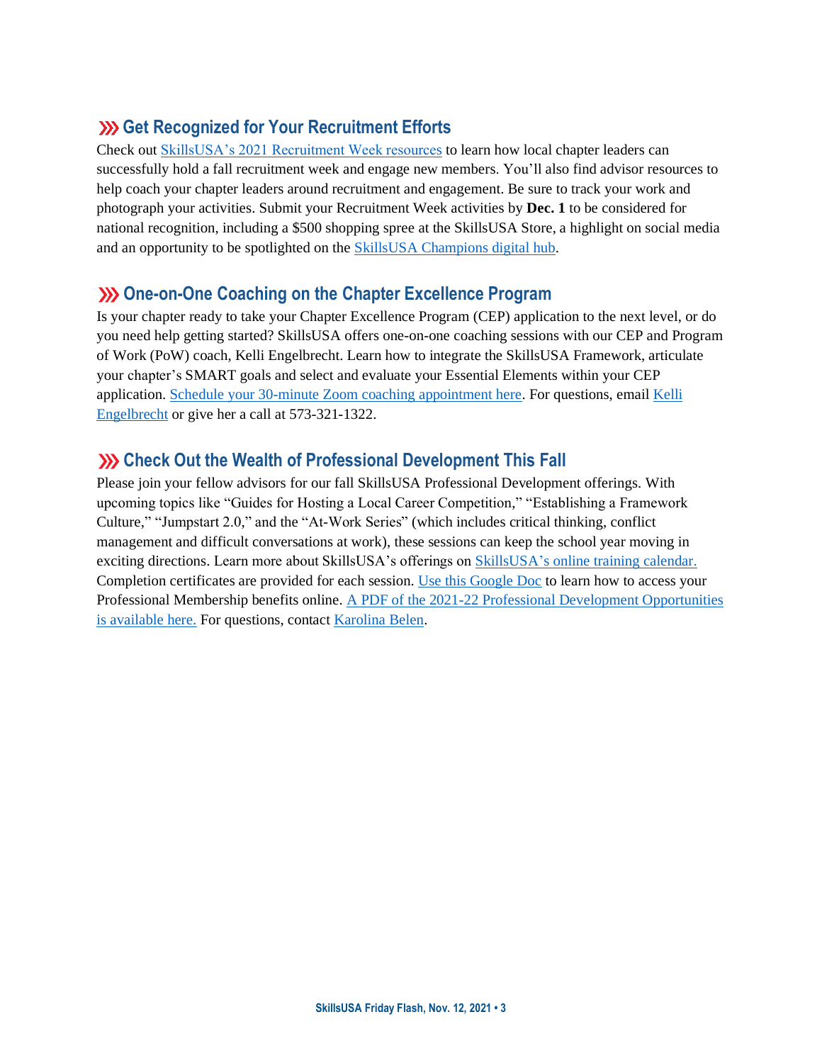## Get Recognized for Your Recruitment Efforts

Check out SkillsUSA's 2021 Recruitment Week resources to learn how local chapter leaders can successfully hold a fall recruitment week and engage new members. You'll also find advisor resources to help coach your chapter leaders around recruitment and engagement. Be sure to track your work and photograph your activities. Submit your Recruitment Week activities by **Dec. 1** to be considered for national recognition, including a $500 shopping spree at the SkillsUSA Store, a highlight on social media and an opportunity to be spotlighted on the SkillsUSA Champions digital hub.

## One-on-One Coaching on the Chapter Excellence Program

Is your chapter ready to take your Chapter Excellence Program (CEP) application to the next level, or do you need help getting started? SkillsUSA offers one-on-one coaching sessions with our CEP and Program of Work (PoW) coach, Kelli Engelbrecht. Learn how to integrate the SkillsUSA Framework, articulate your chapter's SMART goals and select and evaluate your Essential Elements within your CEP application. Schedule your 30-minute Zoom coaching appointment here. For questions, email Kelli Engelbrecht or give her a call at 573-321-1322.

## Check Out the Wealth of Professional Development This Fall

Please join your fellow advisors for our fall SkillsUSA Professional Development offerings. With upcoming topics like "Guides for Hosting a Local Career Competition," "Establishing a Framework Culture," "Jumpstart 2.0," and the "At-Work Series" (which includes critical thinking, conflict management and difficult conversations at work), these sessions can keep the school year moving in exciting directions. Learn more about SkillsUSA's offerings on SkillsUSA's online training calendar. Completion certificates are provided for each session. Use this Google Doc to learn how to access your Professional Membership benefits online. A PDF of the 2021-22 Professional Development Opportunities is available here. For questions, contact Karolina Belen.